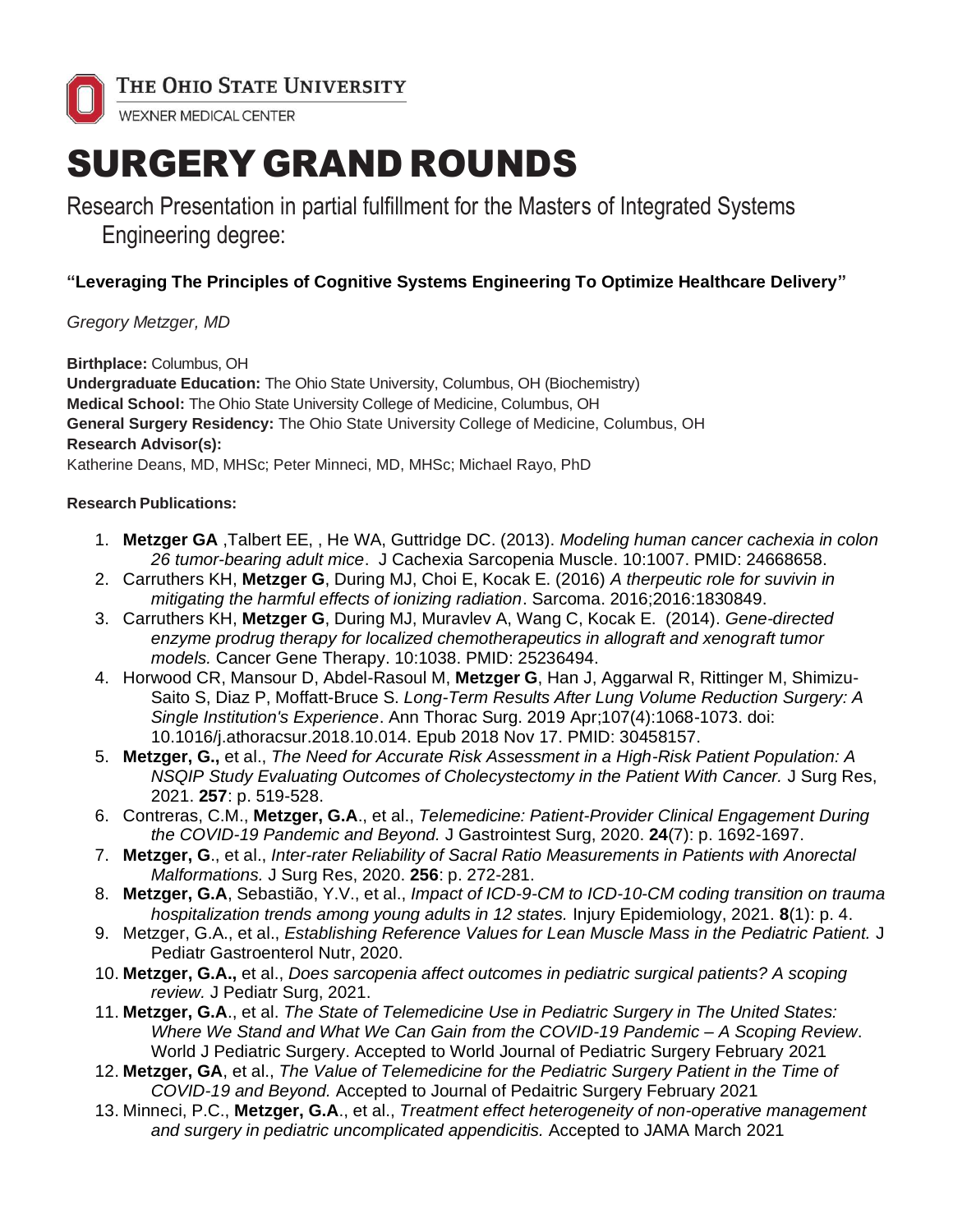THE OHIO STATE UNIVERSITY

WEXNER MEDICAL CENTER

# SURGERY GRAND ROUNDS

Research Presentation in partial fulfillment for the Masters of Integrated Systems Engineering degree:

**"Leveraging The Principles of Cognitive Systems Engineering To Optimize Healthcare Delivery"**

*Gregory Metzger, MD*

**Birthplace:** Columbus, OH
**Undergraduate Education:** The Ohio State University, Columbus, OH (Biochemistry)
**Medical School:** The Ohio State University College of Medicine, Columbus, OH
**General Surgery Residency:** The Ohio State University College of Medicine, Columbus, OH
**Research Advisor(s):**
Katherine Deans, MD, MHSc; Peter Minneci, MD, MHSc; Michael Rayo, PhD

**Research Publications:**

1. **Metzger GA** ,Talbert EE, , He WA, Guttridge DC. (2013). *Modeling human cancer cachexia in colon 26 tumor-bearing adult mice*. J Cachexia Sarcopenia Muscle. 10:1007. PMID: 24668658.
2. Carruthers KH, **Metzger G**, During MJ, Choi E, Kocak E. (2016) *A therpeutic role for suvivin in mitigating the harmful effects of ionizing radiation*. Sarcoma. 2016;2016:1830849.
3. Carruthers KH, **Metzger G**, During MJ, Muravlev A, Wang C, Kocak E. (2014). *Gene-directed enzyme prodrug therapy for localized chemotherapeutics in allograft and xenograft tumor models.* Cancer Gene Therapy. 10:1038. PMID: 25236494.
4. Horwood CR, Mansour D, Abdel-Rasoul M, **Metzger G**, Han J, Aggarwal R, Rittinger M, Shimizu-Saito S, Diaz P, Moffatt-Bruce S. *Long-Term Results After Lung Volume Reduction Surgery: A Single Institution's Experience*. Ann Thorac Surg. 2019 Apr;107(4):1068-1073. doi: 10.1016/j.athoracsur.2018.10.014. Epub 2018 Nov 17. PMID: 30458157.
5. **Metzger, G.,** et al., *The Need for Accurate Risk Assessment in a High-Risk Patient Population: A NSQIP Study Evaluating Outcomes of Cholecystectomy in the Patient With Cancer.* J Surg Res, 2021. **257**: p. 519-528.
6. Contreras, C.M., **Metzger, G.A**., et al., *Telemedicine: Patient-Provider Clinical Engagement During the COVID-19 Pandemic and Beyond.* J Gastrointest Surg, 2020. **24**(7): p. 1692-1697.
7. **Metzger, G**., et al., *Inter-rater Reliability of Sacral Ratio Measurements in Patients with Anorectal Malformations.* J Surg Res, 2020. **256**: p. 272-281.
8. **Metzger, G.A**, Sebastião, Y.V., et al., *Impact of ICD-9-CM to ICD-10-CM coding transition on trauma hospitalization trends among young adults in 12 states.* Injury Epidemiology, 2021. **8**(1): p. 4.
9. Metzger, G.A., et al., *Establishing Reference Values for Lean Muscle Mass in the Pediatric Patient.* J Pediatr Gastroenterol Nutr, 2020.
10. **Metzger, G.A.,** et al., *Does sarcopenia affect outcomes in pediatric surgical patients? A scoping review.* J Pediatr Surg, 2021.
11. **Metzger, G.A**., et al. *The State of Telemedicine Use in Pediatric Surgery in The United States: Where We Stand and What We Can Gain from the COVID-19 Pandemic – A Scoping Review*. World J Pediatric Surgery. Accepted to World Journal of Pediatric Surgery February 2021
12. **Metzger, GA**, et al., *The Value of Telemedicine for the Pediatric Surgery Patient in the Time of COVID-19 and Beyond.* Accepted to Journal of Pedaitric Surgery February 2021
13. Minneci, P.C., **Metzger, G.A**., et al., *Treatment effect heterogeneity of non-operative management and surgery in pediatric uncomplicated appendicitis.* Accepted to JAMA March 2021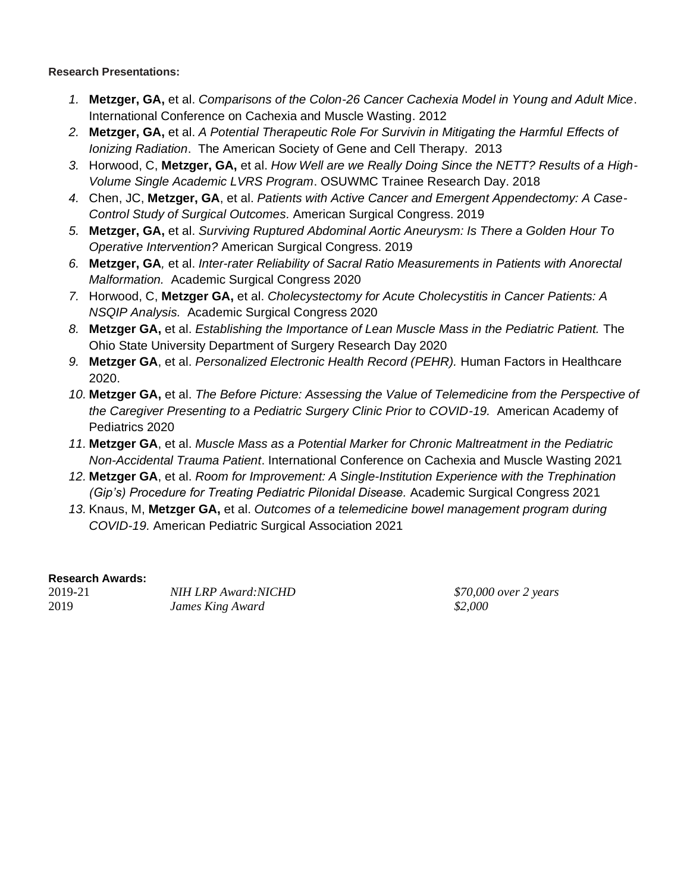**Research Presentations:**

1. **Metzger, GA,** et al. *Comparisons of the Colon-26 Cancer Cachexia Model in Young and Adult Mice*. International Conference on Cachexia and Muscle Wasting. 2012
2. **Metzger, GA,** et al. *A Potential Therapeutic Role For Survivin in Mitigating the Harmful Effects of Ionizing Radiation*. The American Society of Gene and Cell Therapy. 2013
3. Horwood, C, **Metzger, GA,** et al. *How Well are we Really Doing Since the NETT? Results of a High-Volume Single Academic LVRS Program*. OSUWMC Trainee Research Day. 2018
4. Chen, JC, **Metzger, GA**, et al. *Patients with Active Cancer and Emergent Appendectomy: A Case-Control Study of Surgical Outcomes.* American Surgical Congress. 2019
5. **Metzger, GA,** et al. *Surviving Ruptured Abdominal Aortic Aneurysm: Is There a Golden Hour To Operative Intervention?* American Surgical Congress. 2019
6. **Metzger, GA**, et al. *Inter-rater Reliability of Sacral Ratio Measurements in Patients with Anorectal Malformation.* Academic Surgical Congress 2020
7. Horwood, C, **Metzger GA,** et al. *Cholecystectomy for Acute Cholecystitis in Cancer Patients: A NSQIP Analysis.* Academic Surgical Congress 2020
8. **Metzger GA,** et al. *Establishing the Importance of Lean Muscle Mass in the Pediatric Patient.* The Ohio State University Department of Surgery Research Day 2020
9. **Metzger GA**, et al. *Personalized Electronic Health Record (PEHR).* Human Factors in Healthcare 2020.
10. **Metzger GA,** et al. *The Before Picture: Assessing the Value of Telemedicine from the Perspective of the Caregiver Presenting to a Pediatric Surgery Clinic Prior to COVID-19.* American Academy of Pediatrics 2020
11. **Metzger GA**, et al. *Muscle Mass as a Potential Marker for Chronic Maltreatment in the Pediatric Non-Accidental Trauma Patient*. International Conference on Cachexia and Muscle Wasting 2021
12. **Metzger GA**, et al. *Room for Improvement: A Single-Institution Experience with the Trephination (Gip's) Procedure for Treating Pediatric Pilonidal Disease.* Academic Surgical Congress 2021
13. Knaus, M, **Metzger GA,** et al. *Outcomes of a telemedicine bowel management program during COVID-19.* American Pediatric Surgical Association 2021

**Research Awards:**

| | | |
|---|---|---|
| 2019-21 | *NIH LRP Award:NICHD* | *$70,000 over 2 years* |
| 2019 | *James King Award* | *$2,000* |